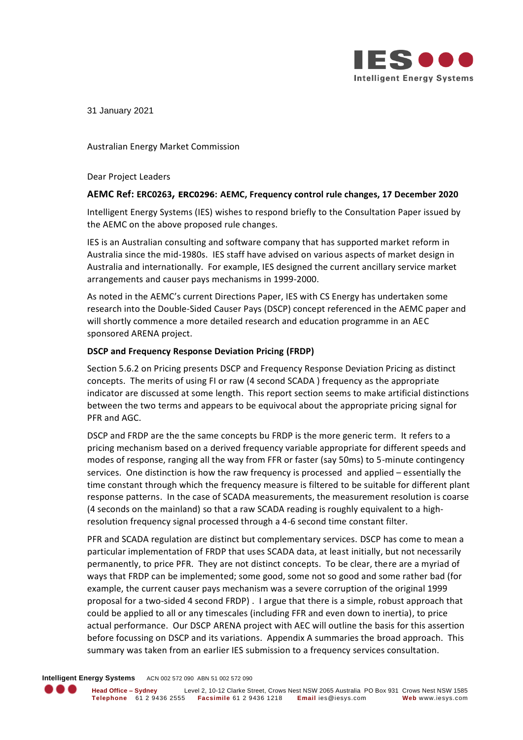31 January 2021

Australian Energy Market Commission

Dear Project Leaders

**AEMC Ref: ERC0263, ERC0296: AEMC, Frequency control rule changes, 17 December 2020**

Intelligent Energy Systems (IES) wishes to respond briefly to the Consultation Paper issued by the AEMC on the above proposed rule changes.

IES is an Australian consulting and software company that has supported market reform in Australia since the mid-1980s. IES staff have advised on various aspects of market design in Australia and internationally. For example, IES designed the current ancillary service market arrangements and causer pays mechanisms in 1999-2000.

As noted in the AEMC's current Directions Paper, IES with CS Energy has undertaken some research into the Double-Sided Causer Pays (DSCP) concept referenced in the AEMC paper and will shortly commence a more detailed research and education programme in an AEC sponsored ARENA project.

**DSCP and Frequency Response Deviation Pricing (FRDP)**

Section 5.6.2 on Pricing presents DSCP and Frequency Response Deviation Pricing as distinct concepts. The merits of using FI or raw (4 second SCADA ) frequency as the appropriate indicator are discussed at some length. This report section seems to make artificial distinctions between the two terms and appears to be equivocal about the appropriate pricing signal for PFR and AGC.

DSCP and FRDP are the the same concepts bu FRDP is the more generic term. It refers to a pricing mechanism based on a derived frequency variable appropriate for different speeds and modes of response, ranging all the way from FFR or faster (say 50ms) to 5-minute contingency services. One distinction is how the raw frequency is processed and applied – essentially the time constant through which the frequency measure is filtered to be suitable for different plant response patterns. In the case of SCADA measurements, the measurement resolution is coarse (4 seconds on the mainland) so that a raw SCADA reading is roughly equivalent to a high-resolution frequency signal processed through a 4-6 second time constant filter.

PFR and SCADA regulation are distinct but complementary services. DSCP has come to mean a particular implementation of FRDP that uses SCADA data, at least initially, but not necessarily permanently, to price PFR. They are not distinct concepts. To be clear, there are a myriad of ways that FRDP can be implemented; some good, some not so good and some rather bad (for example, the current causer pays mechanism was a severe corruption of the original 1999 proposal for a two-sided 4 second FRDP) . I argue that there is a simple, robust approach that could be applied to all or any timescales (including FFR and even down to inertia), to price actual performance. Our DSCP ARENA project with AEC will outline the basis for this assertion before focussing on DSCP and its variations. Appendix A summaries the broad approach. This summary was taken from an earlier IES submission to a frequency services consultation.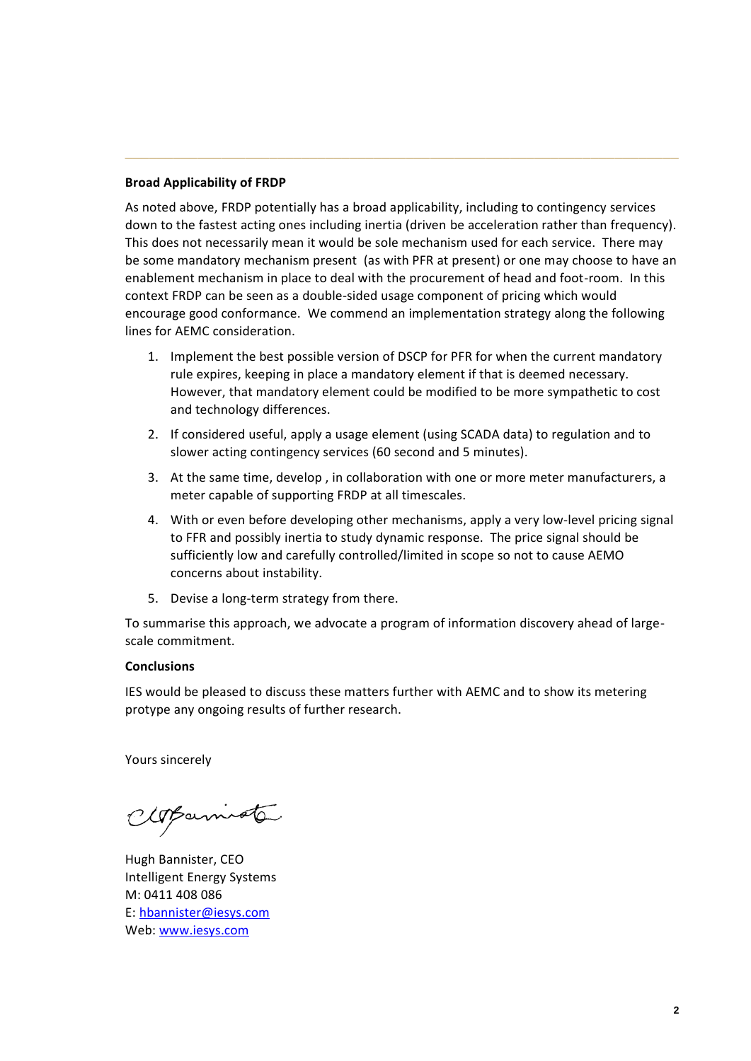**Broad Applicability of FRDP**

As noted above, FRDP potentially has a broad applicability, including to contingency services down to the fastest acting ones including inertia (driven be acceleration rather than frequency). This does not necessarily mean it would be sole mechanism used for each service. There may be some mandatory mechanism present (as with PFR at present) or one may choose to have an enablement mechanism in place to deal with the procurement of head and foot-room. In this context FRDP can be seen as a double-sided usage component of pricing which would encourage good conformance. We commend an implementation strategy along the following lines for AEMC consideration.

1. Implement the best possible version of DSCP for PFR for when the current mandatory rule expires, keeping in place a mandatory element if that is deemed necessary. However, that mandatory element could be modified to be more sympathetic to cost and technology differences.
2. If considered useful, apply a usage element (using SCADA data) to regulation and to slower acting contingency services (60 second and 5 minutes).
3. At the same time, develop , in collaboration with one or more meter manufacturers, a meter capable of supporting FRDP at all timescales.
4. With or even before developing other mechanisms, apply a very low-level pricing signal to FFR and possibly inertia to study dynamic response. The price signal should be sufficiently low and carefully controlled/limited in scope so not to cause AEMO concerns about instability.
5. Devise a long-term strategy from there.

To summarise this approach, we advocate a program of information discovery ahead of large-scale commitment.

**Conclusions**

IES would be pleased to discuss these matters further with AEMC and to show its metering protype any ongoing results of further research.

Yours sincerely

Hugh Bannister, CEO
Intelligent Energy Systems
M: 0411 408 086
E: hbannister@iesys.com
Web: www.iesys.com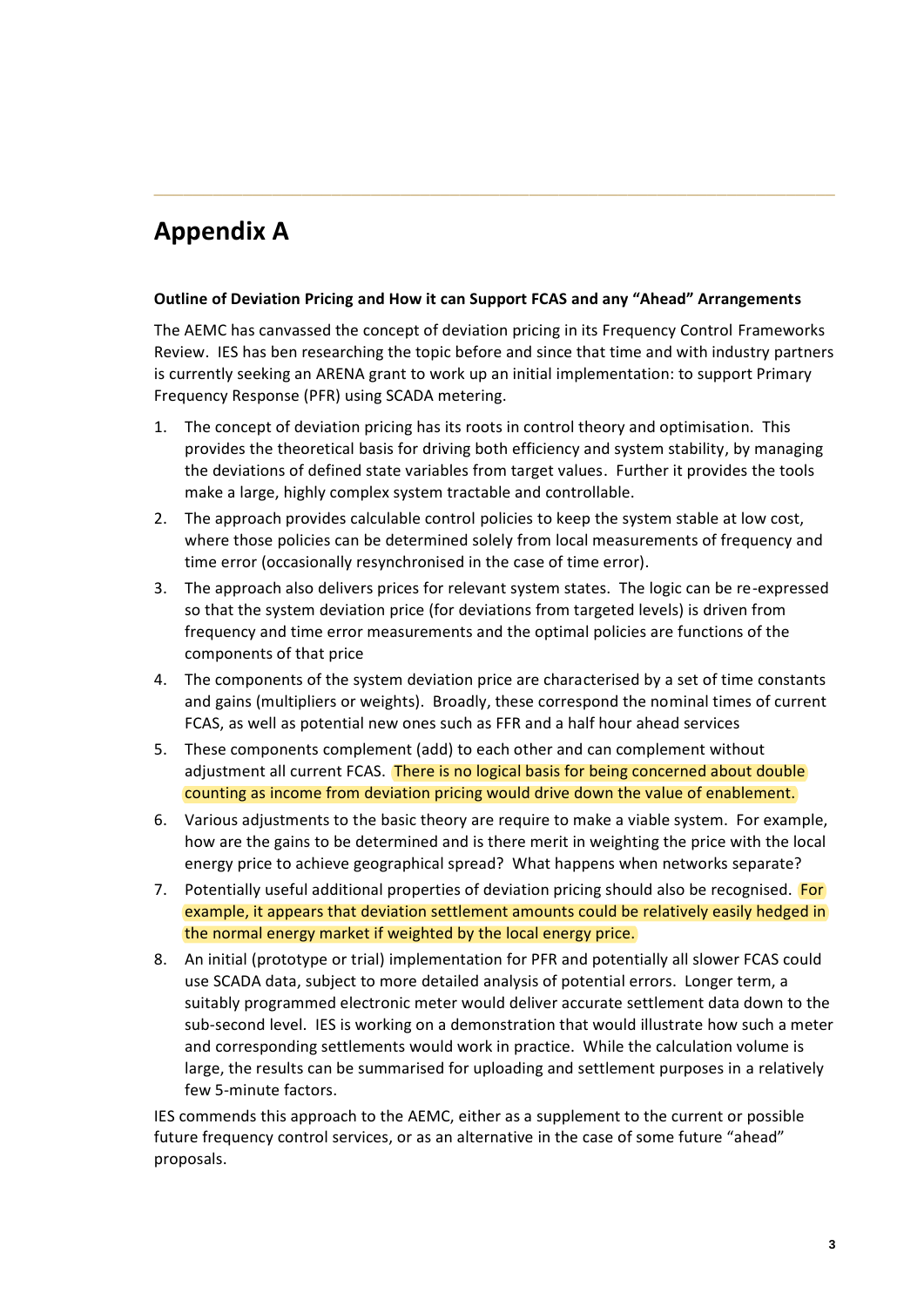# Appendix A

**Outline of Deviation Pricing and How it can Support FCAS and any "Ahead" Arrangements**

The AEMC has canvassed the concept of deviation pricing in its Frequency Control Frameworks Review. IES has ben researching the topic before and since that time and with industry partners is currently seeking an ARENA grant to work up an initial implementation: to support Primary Frequency Response (PFR) using SCADA metering.

1. The concept of deviation pricing has its roots in control theory and optimisation. This provides the theoretical basis for driving both efficiency and system stability, by managing the deviations of defined state variables from target values. Further it provides the tools make a large, highly complex system tractable and controllable.
2. The approach provides calculable control policies to keep the system stable at low cost, where those policies can be determined solely from local measurements of frequency and time error (occasionally resynchronised in the case of time error).
3. The approach also delivers prices for relevant system states. The logic can be re-expressed so that the system deviation price (for deviations from targeted levels) is driven from frequency and time error measurements and the optimal policies are functions of the components of that price
4. The components of the system deviation price are characterised by a set of time constants and gains (multipliers or weights). Broadly, these correspond the nominal times of current FCAS, as well as potential new ones such as FFR and a half hour ahead services
5. These components complement (add) to each other and can complement without adjustment all current FCAS. There is no logical basis for being concerned about double counting as income from deviation pricing would drive down the value of enablement.
6. Various adjustments to the basic theory are require to make a viable system. For example, how are the gains to be determined and is there merit in weighting the price with the local energy price to achieve geographical spread? What happens when networks separate?
7. Potentially useful additional properties of deviation pricing should also be recognised. For example, it appears that deviation settlement amounts could be relatively easily hedged in the normal energy market if weighted by the local energy price.
8. An initial (prototype or trial) implementation for PFR and potentially all slower FCAS could use SCADA data, subject to more detailed analysis of potential errors. Longer term, a suitably programmed electronic meter would deliver accurate settlement data down to the sub-second level. IES is working on a demonstration that would illustrate how such a meter and corresponding settlements would work in practice. While the calculation volume is large, the results can be summarised for uploading and settlement purposes in a relatively few 5-minute factors.

IES commends this approach to the AEMC, either as a supplement to the current or possible future frequency control services, or as an alternative in the case of some future "ahead" proposals.